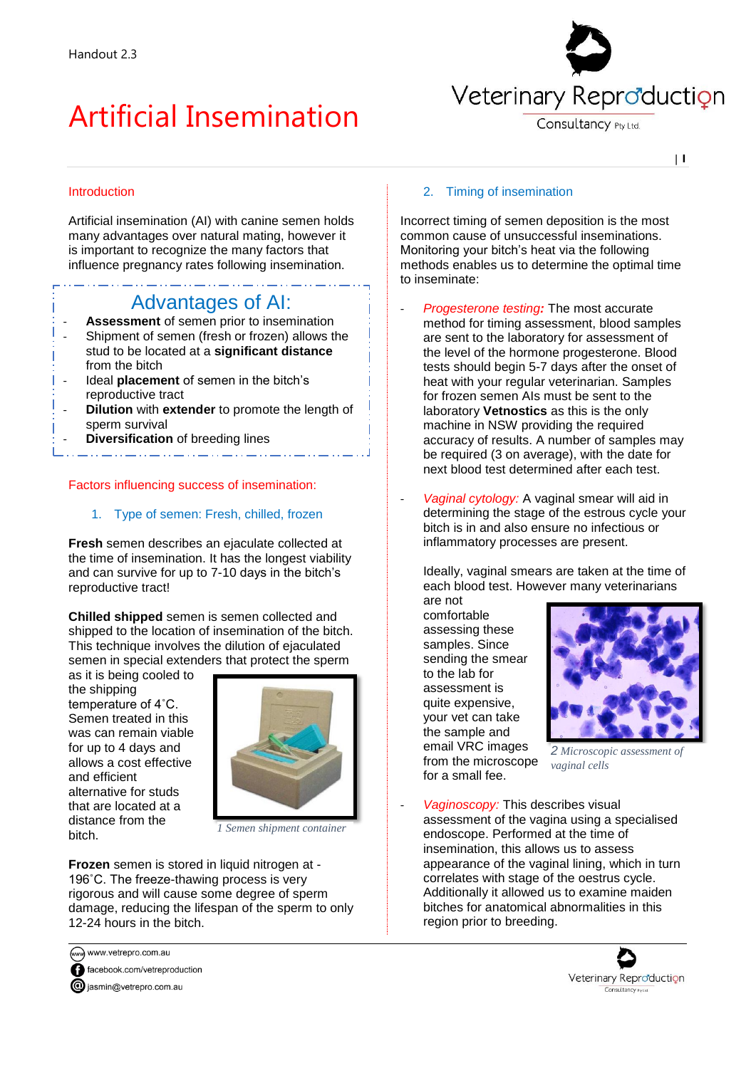Handout 2.3

# Artificial Insemination

## Introduction

Artificial insemination (AI) with canine semen holds many advantages over natural mating, however it is important to recognize the many factors that influence pregnancy rates following insemination.

### Advantages of AI:

- **Assessment** of semen prior to insemination
- Shipment of semen (fresh or frozen) allows the stud to be located at a **significant distance** from the bitch
- Ideal **placement** of semen in the bitch's reproductive tract
- **Dilution** with **extender** to promote the length of sperm survival
- **Diversification** of breeding lines

## Factors influencing success of insemination:

### 1. Type of semen: Fresh, chilled, frozen

**Fresh** semen describes an ejaculate collected at the time of insemination. It has the longest viability and can survive for up to 7-10 days in the bitch's reproductive tract!

**Chilled shipped** semen is semen collected and shipped to the location of insemination of the bitch. This technique involves the dilution of ejaculated semen in special extenders that protect the sperm as it is being cooled to the shipping temperature of 4˚C. Semen treated in this was can remain viable for up to 4 days and allows a cost effective and efficient alternative for studs that are located at a distance from the bitch.

1 Semen shipment container

**Frozen** semen is stored in liquid nitrogen at -196˚C. The freeze-thawing process is very rigorous and will cause some degree of sperm damage, reducing the lifespan of the sperm to only 12-24 hours in the bitch.

### 2. Timing of insemination

Incorrect timing of semen deposition is the most common cause of unsuccessful inseminations. Monitoring your bitch's heat via the following methods enables us to determine the optimal time to inseminate:

- *Progesterone testing:* The most accurate method for timing assessment, blood samples are sent to the laboratory for assessment of the level of the hormone progesterone. Blood tests should begin 5-7 days after the onset of heat with your regular veterinarian. Samples for frozen semen AIs must be sent to the laboratory **Vetnostics** as this is the only machine in NSW providing the required accuracy of results. A number of samples may be required (3 on average), with the date for next blood test determined after each test.

- *Vaginal cytology:* A vaginal smear will aid in determining the stage of the estrous cycle your bitch is in and also ensure no infectious or inflammatory processes are present.

  Ideally, vaginal smears are taken at the time of each blood test. However many veterinarians are not comfortable assessing these samples. Since sending the smear to the lab for assessment is quite expensive, your vet can take the sample and email VRC images from the microscope for a small fee.

  2 Microscopic assessment of vaginal cells

- *Vaginoscopy:* This describes visual assessment of the vagina using a specialised endoscope. Performed at the time of insemination, this allows us to assess appearance of the vaginal folds, which in turn correlates with stage of the oestrus cycle. Additionally it allowed us to examine maiden bitches for anatomical abnormalities in this region prior to breeding.

www.vetrepro.com.au
facebook.com/vetreproduction
jasmin@vetrepro.com.au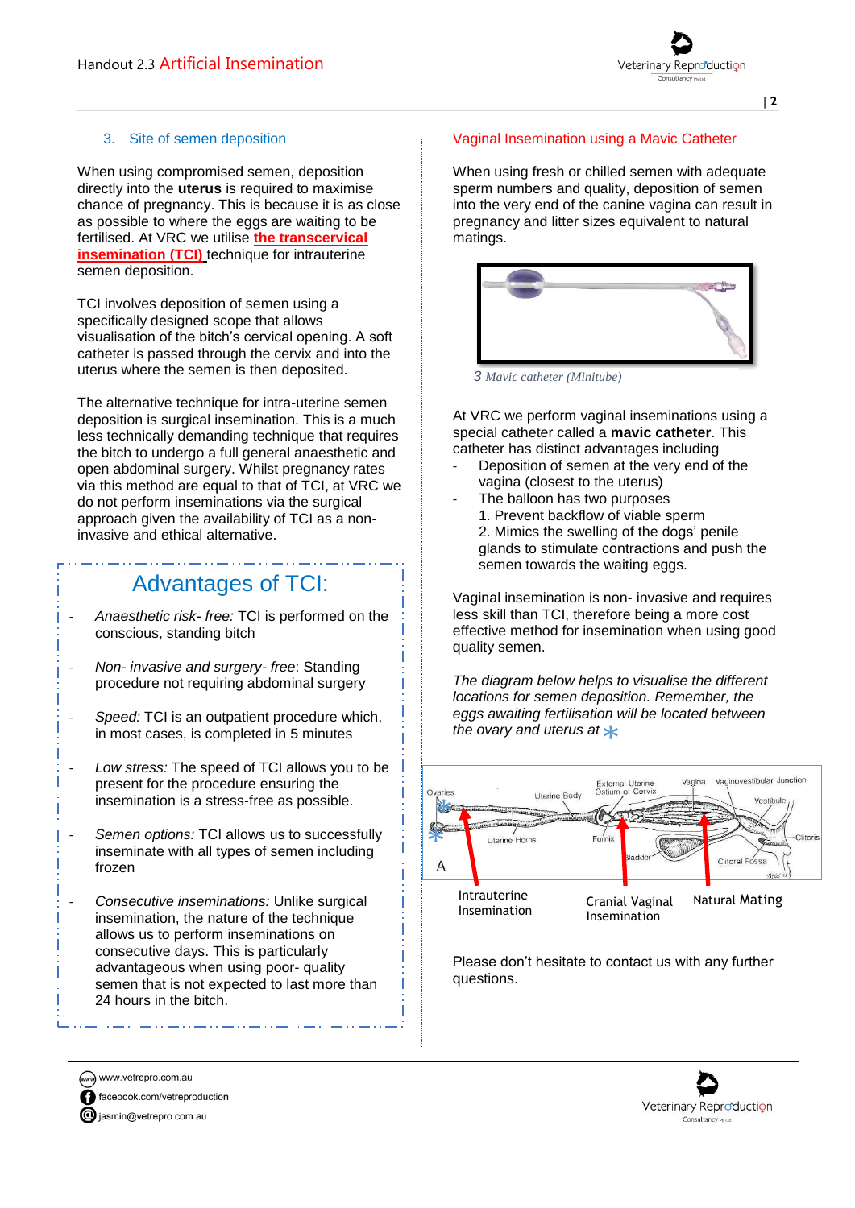### 3. Site of semen deposition

When using compromised semen, deposition directly into the **uterus** is required to maximise chance of pregnancy. This is because it is as close as possible to where the eggs are waiting to be fertilised. At VRC we utilise **the transcervical insemination (TCI)** technique for intrauterine semen deposition.

TCI involves deposition of semen using a specifically designed scope that allows visualisation of the bitch's cervical opening. A soft catheter is passed through the cervix and into the uterus where the semen is then deposited.

The alternative technique for intra-uterine semen deposition is surgical insemination. This is a much less technically demanding technique that requires the bitch to undergo a full general anaesthetic and open abdominal surgery. Whilst pregnancy rates via this method are equal to that of TCI, at VRC we do not perform inseminations via the surgical approach given the availability of TCI as a non-invasive and ethical alternative.

## Advantages of TCI:

- *Anaesthetic risk- free:* TCI is performed on the conscious, standing bitch
- *Non- invasive and surgery- free*: Standing procedure not requiring abdominal surgery
- *Speed:* TCI is an outpatient procedure which, in most cases, is completed in 5 minutes
- *Low stress:* The speed of TCI allows you to be present for the procedure ensuring the insemination is a stress-free as possible.
- *Semen options:* TCI allows us to successfully inseminate with all types of semen including frozen
- *Consecutive inseminations:* Unlike surgical insemination, the nature of the technique allows us to perform inseminations on consecutive days. This is particularly advantageous when using poor- quality semen that is not expected to last more than 24 hours in the bitch.

### Vaginal Insemination using a Mavic Catheter

When using fresh or chilled semen with adequate sperm numbers and quality, deposition of semen into the very end of the canine vagina can result in pregnancy and litter sizes equivalent to natural matings.

3 Mavic catheter (Minitube)

At VRC we perform vaginal inseminations using a special catheter called a **mavic catheter**. This catheter has distinct advantages including

- Deposition of semen at the very end of the vagina (closest to the uterus)
- The balloon has two purposes
  1. Prevent backflow of viable sperm
  2. Mimics the swelling of the dogs' penile glands to stimulate contractions and push the semen towards the waiting eggs.

Vaginal insemination is non- invasive and requires less skill than TCI, therefore being a more cost effective method for insemination when using good quality semen.

*The diagram below helps to visualise the different locations for semen deposition. Remember, the eggs awaiting fertilisation will be located between the ovary and uterus at* *

Ovaries
Uterine Body
External Uterine Ostium of Cervix
Vagina
Vaginovestibular Junction
Vestibule
Clitoris
Uterine Horns
Fornix
Bladder
Clitoral Fossa
A

Intrauterine Insemination
Cranial Vaginal Insemination
Natural Mating

Please don't hesitate to contact us with any further questions.

www.vetrepro.com.au
facebook.com/vetreproduction
jasmin@vetrepro.com.au